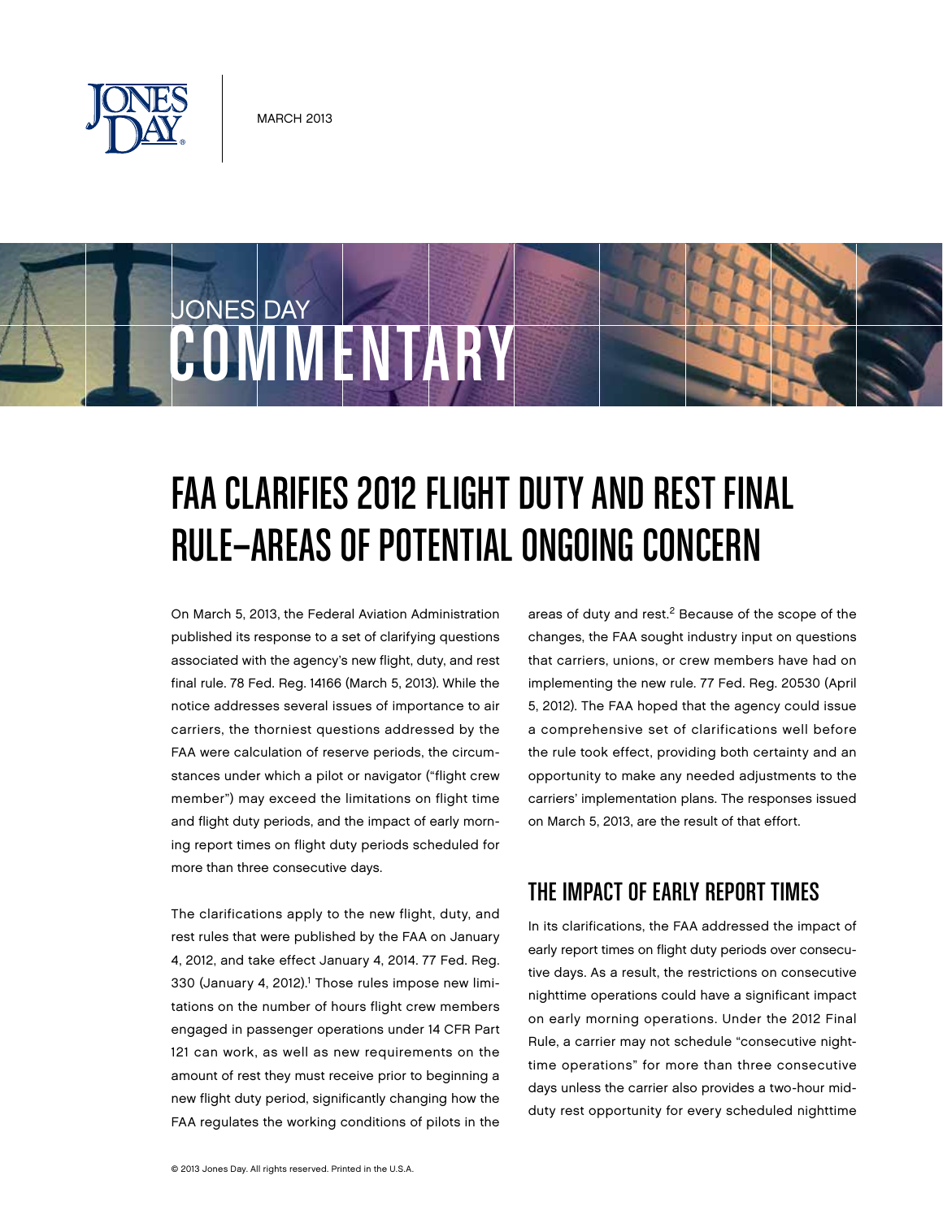MARCH 2013

JONES DAY COMMENTARY

# FAA CLARIFIES 2012 FLIGHT DUTY AND REST FINAL RULE—AREAS OF POTENTIAL ONGOING CONCERN

On March 5, 2013, the Federal Aviation Administration published its response to a set of clarifying questions associated with the agency's new flight, duty, and rest final rule. 78 Fed. Reg. 14166 (March 5, 2013). While the notice addresses several issues of importance to air carriers, the thorniest questions addressed by the FAA were calculation of reserve periods, the circumstances under which a pilot or navigator ("flight crew member") may exceed the limitations on flight time and flight duty periods, and the impact of early morning report times on flight duty periods scheduled for more than three consecutive days.

The clarifications apply to the new flight, duty, and rest rules that were published by the FAA on January 4, 2012, and take effect January 4, 2014. 77 Fed. Reg. 330 (January 4, 2012).[1] Those rules impose new limitations on the number of hours flight crew members engaged in passenger operations under 14 CFR Part 121 can work, as well as new requirements on the amount of rest they must receive prior to beginning a new flight duty period, significantly changing how the FAA regulates the working conditions of pilots in the areas of duty and rest.[2] Because of the scope of the changes, the FAA sought industry input on questions that carriers, unions, or crew members have had on implementing the new rule. 77 Fed. Reg. 20530 (April 5, 2012). The FAA hoped that the agency could issue a comprehensive set of clarifications well before the rule took effect, providing both certainty and an opportunity to make any needed adjustments to the carriers' implementation plans. The responses issued on March 5, 2013, are the result of that effort.

## THE IMPACT OF EARLY REPORT TIMES

In its clarifications, the FAA addressed the impact of early report times on flight duty periods over consecutive days. As a result, the restrictions on consecutive nighttime operations could have a significant impact on early morning operations. Under the 2012 Final Rule, a carrier may not schedule "consecutive nighttime operations" for more than three consecutive days unless the carrier also provides a two-hour mid-duty rest opportunity for every scheduled nighttime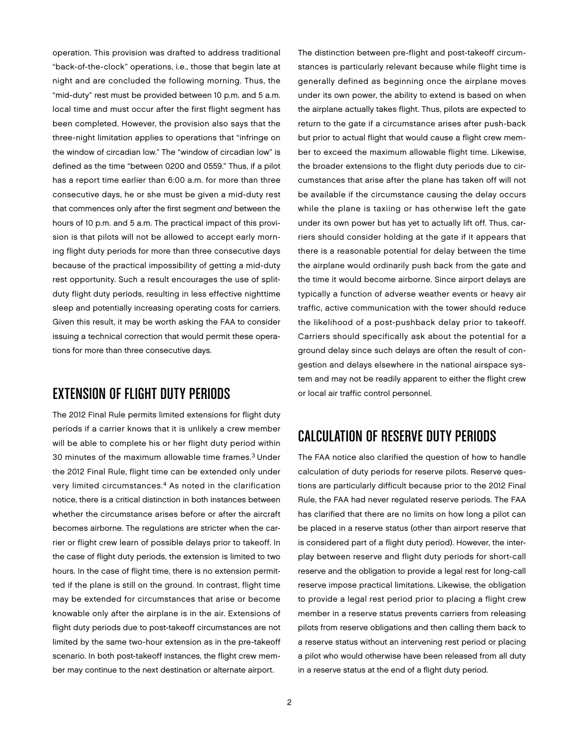operation. This provision was drafted to address traditional "back-of-the-clock" operations, i.e., those that begin late at night and are concluded the following morning. Thus, the "mid-duty" rest must be provided between 10 p.m. and 5 a.m. local time and must occur after the first flight segment has been completed. However, the provision also says that the three-night limitation applies to operations that "infringe on the window of circadian low." The "window of circadian low" is defined as the time "between 0200 and 0559." Thus, if a pilot has a report time earlier than 6:00 a.m. for more than three consecutive days, he or she must be given a mid-duty rest that commences only after the first segment *and* between the hours of 10 p.m. and 5 a.m. The practical impact of this provision is that pilots will not be allowed to accept early morning flight duty periods for more than three consecutive days because of the practical impossibility of getting a mid-duty rest opportunity. Such a result encourages the use of split-duty flight duty periods, resulting in less effective nighttime sleep and potentially increasing operating costs for carriers. Given this result, it may be worth asking the FAA to consider issuing a technical correction that would permit these operations for more than three consecutive days.

## EXTENSION OF FLIGHT DUTY PERIODS

The 2012 Final Rule permits limited extensions for flight duty periods if a carrier knows that it is unlikely a crew member will be able to complete his or her flight duty period within 30 minutes of the maximum allowable time frames.[3] Under the 2012 Final Rule, flight time can be extended only under very limited circumstances.[4] As noted in the clarification notice, there is a critical distinction in both instances between whether the circumstance arises before or after the aircraft becomes airborne. The regulations are stricter when the carrier or flight crew learn of possible delays prior to takeoff. In the case of flight duty periods, the extension is limited to two hours. In the case of flight time, there is no extension permitted if the plane is still on the ground. In contrast, flight time may be extended for circumstances that arise or become knowable only after the airplane is in the air. Extensions of flight duty periods due to post-takeoff circumstances are not limited by the same two-hour extension as in the pre-takeoff scenario. In both post-takeoff instances, the flight crew member may continue to the next destination or alternate airport.

The distinction between pre-flight and post-takeoff circumstances is particularly relevant because while flight time is generally defined as beginning once the airplane moves under its own power, the ability to extend is based on when the airplane actually takes flight. Thus, pilots are expected to return to the gate if a circumstance arises after push-back but prior to actual flight that would cause a flight crew member to exceed the maximum allowable flight time. Likewise, the broader extensions to the flight duty periods due to circumstances that arise after the plane has taken off will not be available if the circumstance causing the delay occurs while the plane is taxiing or has otherwise left the gate under its own power but has yet to actually lift off. Thus, carriers should consider holding at the gate if it appears that there is a reasonable potential for delay between the time the airplane would ordinarily push back from the gate and the time it would become airborne. Since airport delays are typically a function of adverse weather events or heavy air traffic, active communication with the tower should reduce the likelihood of a post-pushback delay prior to takeoff. Carriers should specifically ask about the potential for a ground delay since such delays are often the result of congestion and delays elsewhere in the national airspace system and may not be readily apparent to either the flight crew or local air traffic control personnel.

## CALCULATION OF RESERVE DUTY PERIODS

The FAA notice also clarified the question of how to handle calculation of duty periods for reserve pilots. Reserve questions are particularly difficult because prior to the 2012 Final Rule, the FAA had never regulated reserve periods. The FAA has clarified that there are no limits on how long a pilot can be placed in a reserve status (other than airport reserve that is considered part of a flight duty period). However, the interplay between reserve and flight duty periods for short-call reserve and the obligation to provide a legal rest for long-call reserve impose practical limitations. Likewise, the obligation to provide a legal rest period prior to placing a flight crew member in a reserve status prevents carriers from releasing pilots from reserve obligations and then calling them back to a reserve status without an intervening rest period or placing a pilot who would otherwise have been released from all duty in a reserve status at the end of a flight duty period.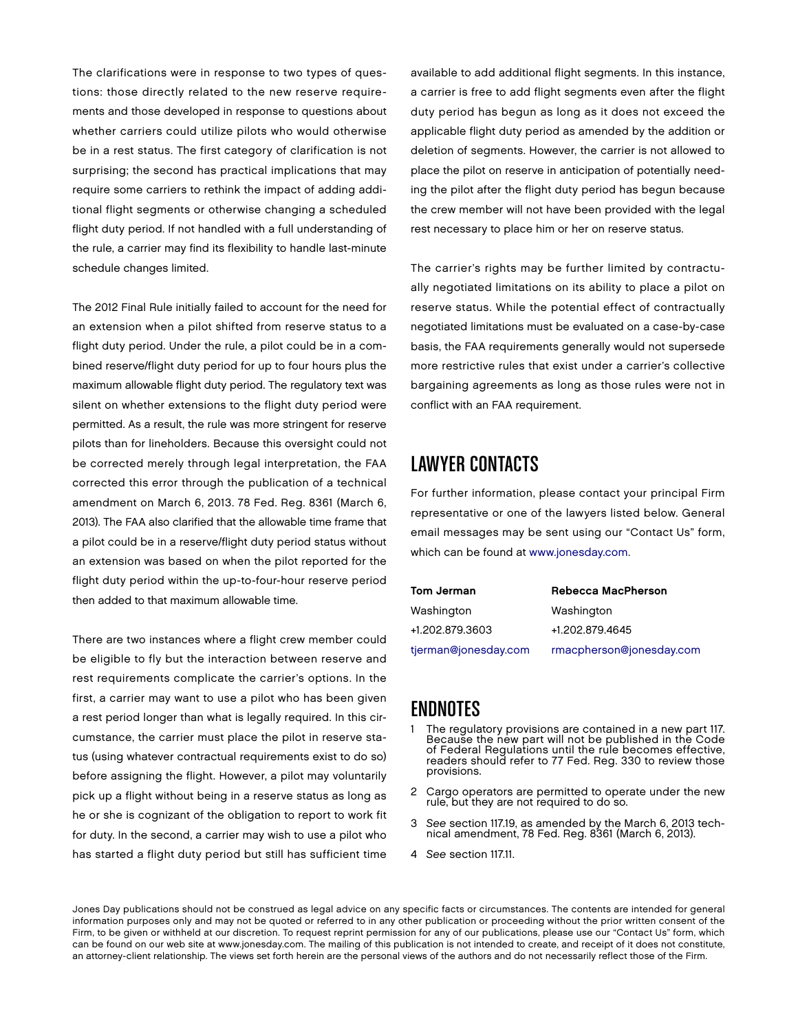The clarifications were in response to two types of questions: those directly related to the new reserve requirements and those developed in response to questions about whether carriers could utilize pilots who would otherwise be in a rest status. The first category of clarification is not surprising; the second has practical implications that may require some carriers to rethink the impact of adding additional flight segments or otherwise changing a scheduled flight duty period. If not handled with a full understanding of the rule, a carrier may find its flexibility to handle last-minute schedule changes limited.

The 2012 Final Rule initially failed to account for the need for an extension when a pilot shifted from reserve status to a flight duty period. Under the rule, a pilot could be in a combined reserve/flight duty period for up to four hours plus the maximum allowable flight duty period. The regulatory text was silent on whether extensions to the flight duty period were permitted. As a result, the rule was more stringent for reserve pilots than for lineholders. Because this oversight could not be corrected merely through legal interpretation, the FAA corrected this error through the publication of a technical amendment on March 6, 2013. 78 Fed. Reg. 8361 (March 6, 2013). The FAA also clarified that the allowable time frame that a pilot could be in a reserve/flight duty period status without an extension was based on when the pilot reported for the flight duty period within the up-to-four-hour reserve period then added to that maximum allowable time.

There are two instances where a flight crew member could be eligible to fly but the interaction between reserve and rest requirements complicate the carrier's options. In the first, a carrier may want to use a pilot who has been given a rest period longer than what is legally required. In this circumstance, the carrier must place the pilot in reserve status (using whatever contractual requirements exist to do so) before assigning the flight. However, a pilot may voluntarily pick up a flight without being in a reserve status as long as he or she is cognizant of the obligation to report to work fit for duty. In the second, a carrier may wish to use a pilot who has started a flight duty period but still has sufficient time available to add additional flight segments. In this instance, a carrier is free to add flight segments even after the flight duty period has begun as long as it does not exceed the applicable flight duty period as amended by the addition or deletion of segments. However, the carrier is not allowed to place the pilot on reserve in anticipation of potentially needing the pilot after the flight duty period has begun because the crew member will not have been provided with the legal rest necessary to place him or her on reserve status.

The carrier's rights may be further limited by contractually negotiated limitations on its ability to place a pilot on reserve status. While the potential effect of contractually negotiated limitations must be evaluated on a case-by-case basis, the FAA requirements generally would not supersede more restrictive rules that exist under a carrier's collective bargaining agreements as long as those rules were not in conflict with an FAA requirement.

## LAWYER CONTACTS

For further information, please contact your principal Firm representative or one of the lawyers listed below. General email messages may be sent using our "Contact Us" form, which can be found at www.jonesday.com.

**Tom Jerman**
Washington
+1.202.879.3603
tjerman@jonesday.com

**Rebecca MacPherson**
Washington
+1.202.879.4645
rmacpherson@jonesday.com

## ENDNOTES

1. The regulatory provisions are contained in a new part 117. Because the new part will not be published in the Code of Federal Regulations until the rule becomes effective, readers should refer to 77 Fed. Reg. 330 to review those provisions.
2. Cargo operators are permitted to operate under the new rule, but they are not required to do so.
3. *See* section 117.19, as amended by the March 6, 2013 technical amendment, 78 Fed. Reg. 8361 (March 6, 2013).
4. *See* section 117.11.

Jones Day publications should not be construed as legal advice on any specific facts or circumstances. The contents are intended for general information purposes only and may not be quoted or referred to in any other publication or proceeding without the prior written consent of the Firm, to be given or withheld at our discretion. To request reprint permission for any of our publications, please use our "Contact Us" form, which can be found on our web site at www.jonesday.com. The mailing of this publication is not intended to create, and receipt of it does not constitute, an attorney-client relationship. The views set forth herein are the personal views of the authors and do not necessarily reflect those of the Firm.